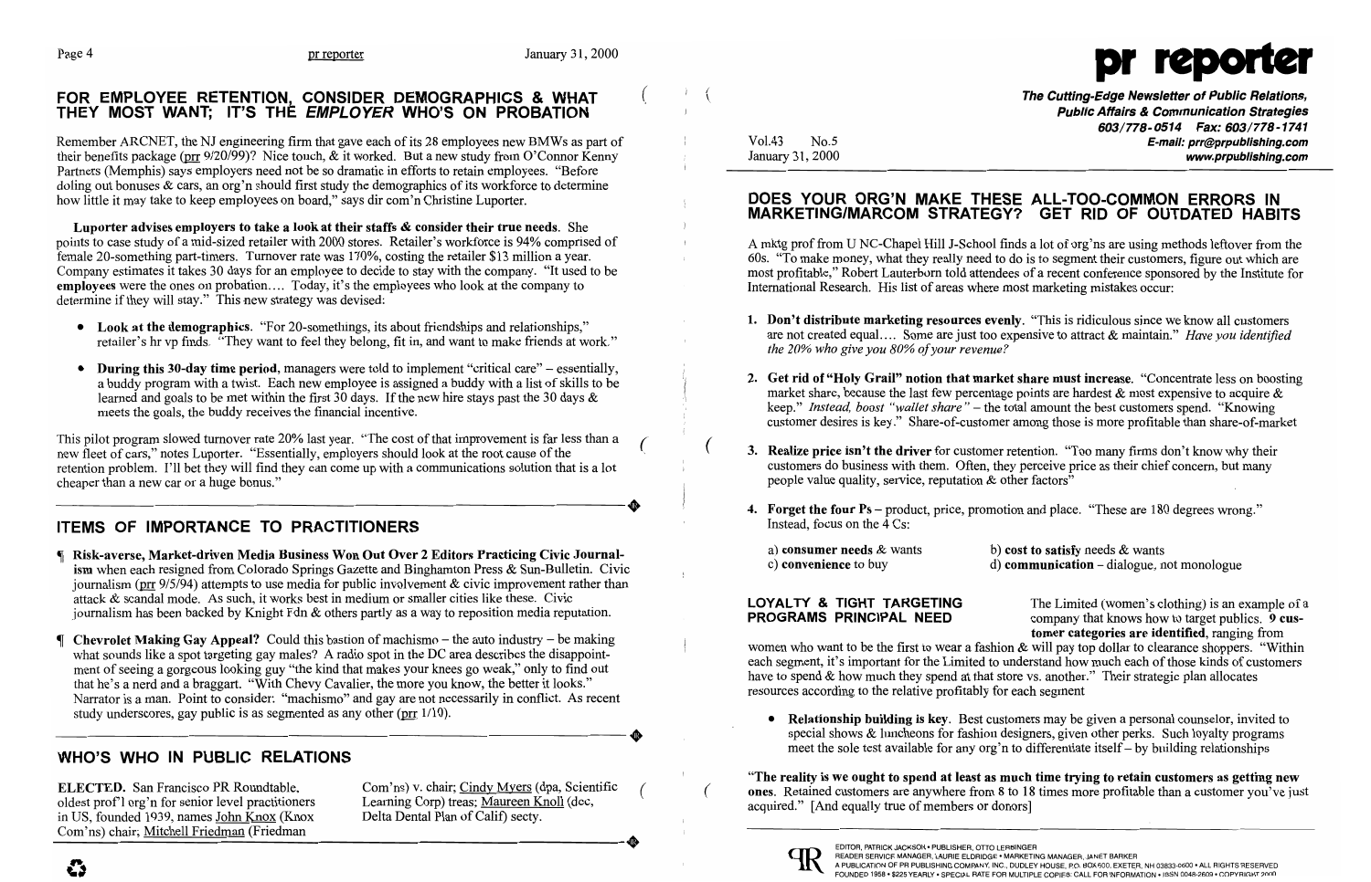# pr reporter

**The Cutting-Edge Newsletter of Public Relations, Public Affairs & Communication Strategies**
**603/778-0514 Fax: 603/778-1741**
**E-mail: prr@prpublishing.com**
**www.prpublishing.com**

Vol.43 No.5
January 31, 2000

## DOES YOUR ORG'N MAKE THESE ALL-TOO-COMMON ERRORS IN MARKETING/MARCOM STRATEGY? GET RID OF OUTDATED HABITS

A mktg prof from U NC-Chapel Hill J-School finds a lot of org'ns are using methods leftover from the 60s. "To make money, what they really need to do is to segment their customers, figure out which are most profitable," Robert Lauterborn told attendees of a recent conference sponsored by the Institute for International Research. His list of areas where most marketing mistakes occur:

1. **Don't distribute marketing resources evenly.** "This is ridiculous since we know all customers are not created equal.... Some are just too expensive to attract & maintain." *Have you identified the 20% who give you 80% of your revenue?*

2. **Get rid of "Holy Grail" notion that market share must increase.** "Concentrate less on boosting market share, because the last few percentage points are hardest & most expensive to acquire & keep." *Instead, boost "wallet share"* – the total amount the best customers spend. "Knowing customer desires is key." Share-of-customer among those is more profitable than share-of-market

3. **Realize price isn't the driver** for customer retention. "Too many firms don't know why their customers do business with them. Often, they perceive price as their chief concern, but many people value quality, service, reputation & other factors"

4. **Forget the four Ps** – product, price, promotion and place. "These are 180 degrees wrong." Instead, focus on the 4 Cs:

   a) **consumer needs** & wants
   b) **cost to satisfy** needs & wants
   c) **convenience** to buy
   d) **communication** – dialogue, not monologue

**LOYALTY & TIGHT TARGETING PROGRAMS PRINCIPAL NEED**

The Limited (women's clothing) is an example of a company that knows how to target publics. **9 customer categories are identified**, ranging from women who want to be the first to wear a fashion & will pay top dollar to clearance shoppers. "Within each segment, it's important for the Limited to understand how much each of those kinds of customers have to spend & how much they spend at that store vs. another." Their strategic plan allocates resources according to the relative profitably for each segment

- **Relationship building is key.** Best customers may be given a personal counselor, invited to special shows & luncheons for fashion designers, given other perks. Such loyalty programs meet the sole test available for any org'n to differentiate itself – by building relationships

**"The reality is we ought to spend at least as much time trying to retain customers as getting new ones.** Retained customers are anywhere from 8 to 18 times more profitable than a customer you've just acquired." [And equally true of members or donors]

## FOR EMPLOYEE RETENTION, CONSIDER DEMOGRAPHICS & WHAT THEY MOST WANT; IT'S THE *EMPLOYER* WHO'S ON PROBATION

Remember ARCNET, the NJ engineering firm that gave each of its 28 employees new BMWs as part of their benefits package (prr 9/20/99)? Nice touch, & it worked. But a new study from O'Connor Kenny Partners (Memphis) says employers need not be so dramatic in efforts to retain employees. "Before doling out bonuses & cars, an org'n should first study the demographics of its workforce to determine how little it may take to keep employees on board," says dir com'n Christine Luporter.

**Luporter advises employers to take a look at their staffs & consider their true needs.** She points to case study of a mid-sized retailer with 2000 stores. Retailer's workforce is 94% comprised of female 20-something part-timers. Turnover rate was 170%, costing the retailer $13 million a year. Company estimates it takes 30 days for an employee to decide to stay with the company. "It used to be **employees** were the ones on probation.... Today, it's the employees who look at the company to determine if they will stay." This new strategy was devised:

- **Look at the demographics.** "For 20-somethings, its about friendships and relationships," retailer's hr vp finds. "They want to feel they belong, fit in, and want to make friends at work."

- **During this 30-day time period,** managers were told to implement "critical care" – essentially, a buddy program with a twist. Each new employee is assigned a buddy with a list of skills to be learned and goals to be met within the first 30 days. If the new hire stays past the 30 days & meets the goals, the buddy receives the financial incentive.

This pilot program slowed turnover rate 20% last year. "The cost of that improvement is far less than a new fleet of cars," notes Luporter. "Essentially, employers should look at the root cause of the retention problem. I'll bet they will find they can come up with a communications solution that is a lot cheaper than a new car or a huge bonus."

## ITEMS OF IMPORTANCE TO PRACTITIONERS

¶ **Risk-averse, Market-driven Media Business Won Out Over 2 Editors Practicing Civic Journalism** when each resigned from Colorado Springs Gazette and Binghamton Press & Sun-Bulletin. Civic journalism (prr 9/5/94) attempts to use media for public involvement & civic improvement rather than attack & scandal mode. As such, it works best in medium or smaller cities like these. Civic journalism has been backed by Knight Fdn & others partly as a way to reposition media reputation.

¶ **Chevrolet Making Gay Appeal?** Could this bastion of machismo – the auto industry – be making what sounds like a spot targeting gay males? A radio spot in the DC area describes the disappointment of seeing a gorgeous looking guy "the kind that makes your knees go weak," only to find out that he's a nerd and a braggart. "With Chevy Cavalier, the more you know, the better it looks." Narrator is a man. Point to consider: "machismo" and gay are not necessarily in conflict. As recent study underscores, gay public is as segmented as any other (prr 1/10).

## WHO'S WHO IN PUBLIC RELATIONS

**ELECTED.** San Francisco PR Roundtable, oldest prof'l org'n for senior level practitioners in US, founded 1939, names John Knox (Knox Com'ns) chair; Mitchell Friedman (Friedman Com'ns) v. chair; Cindy Myers (dpa, Scientific Learning Corp) treas; Maureen Knoll (dcc, Delta Dental Plan of Calif) secty.

EDITOR, PATRICK JACKSON • PUBLISHER, OTTO LERBINGER
READER SERVICE MANAGER, LAURIE ELDRIDGE • MARKETING MANAGER, JANET BARKER
A PUBLICATION OF PR PUBLISHING COMPANY, INC., DUDLEY HOUSE, P.O. BOX 600, EXETER, NH 03833-0600 • ALL RIGHTS RESERVED
FOUNDED 1958 • $225 YEARLY • SPECIAL RATE FOR MULTIPLE COPIES: CALL FOR INFORMATION • ISSN 0048-2609 • COPYRIGHT 2000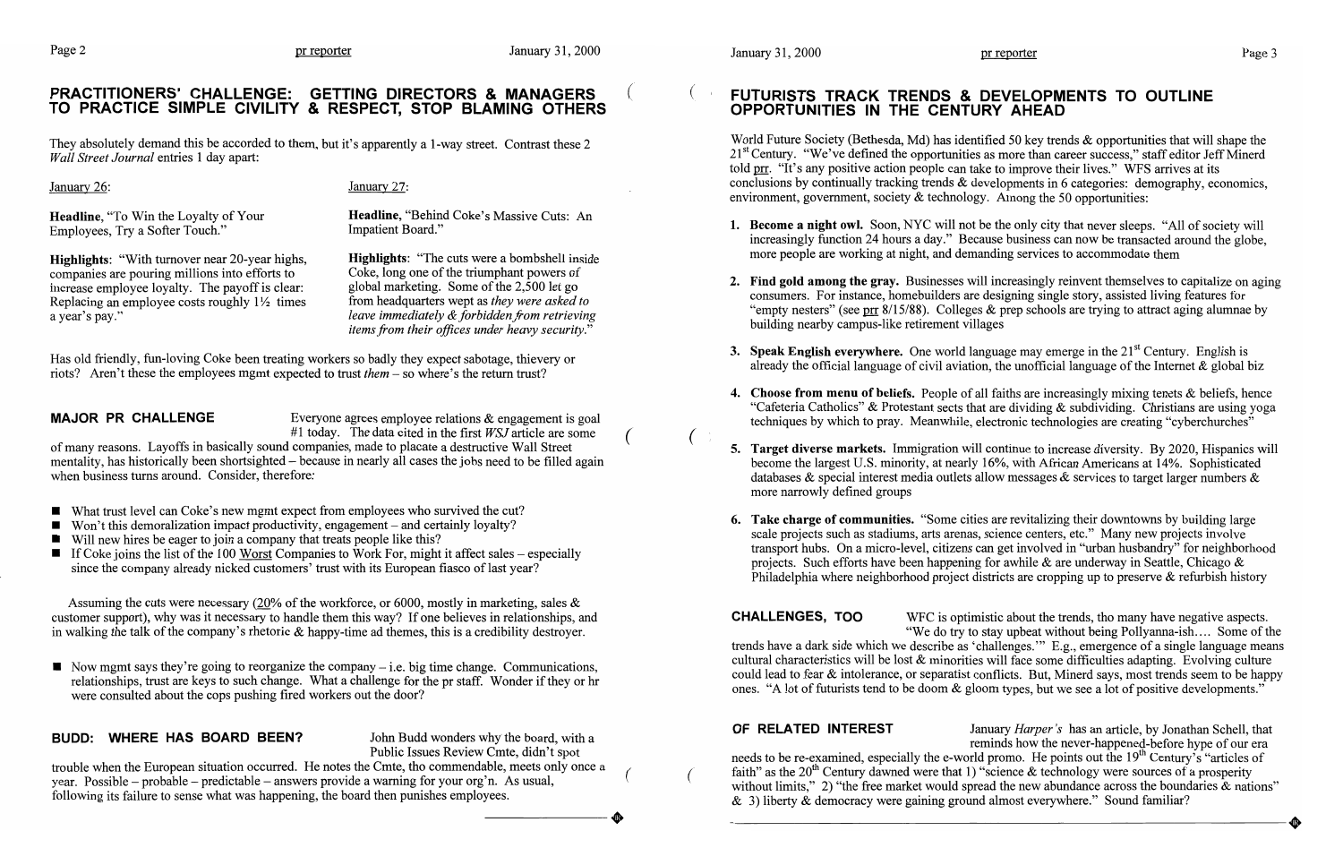## PRACTITIONERS' CHALLENGE: GETTING DIRECTORS & MANAGERS TO PRACTICE SIMPLE CIVILITY & RESPECT, STOP BLAMING OTHERS

They absolutely demand this be accorded to them, but it's apparently a 1-way street. Contrast these 2 *Wall Street Journal* entries 1 day apart:

January 26:

**Headline**, "To Win the Loyalty of Your Employees, Try a Softer Touch."

**Highlights**: "With turnover near 20-year highs, companies are pouring millions into efforts to increase employee loyalty. The payoff is clear: Replacing an employee costs roughly 1½ times a year's pay."

January 27:

**Headline**, "Behind Coke's Massive Cuts: An Impatient Board."

**Highlights**: "The cuts were a bombshell inside Coke, long one of the triumphant powers of global marketing. Some of the 2,500 let go from headquarters wept as *they were asked to leave immediately & forbidden from retrieving items from their offices under heavy security*."

Has old friendly, fun-loving Coke been treating workers so badly they expect sabotage, thievery or riots? Aren't these the employees mgmt expected to trust *them* – so where's the return trust?

**MAJOR PR CHALLENGE** Everyone agrees employee relations & engagement is goal #1 today. The data cited in the first *WSJ* article are some of many reasons. Layoffs in basically sound companies, made to placate a destructive Wall Street mentality, has historically been shortsighted – because in nearly all cases the jobs need to be filled again when business turns around. Consider, therefore:

- What trust level can Coke's new mgmt expect from employees who survived the cut?
- Won't this demoralization impact productivity, engagement – and certainly loyalty?
- Will new hires be eager to join a company that treats people like this?
- If Coke joins the list of the 100 Worst Companies to Work For, might it affect sales – especially since the company already nicked customers' trust with its European fiasco of last year?

Assuming the cuts were necessary (20% of the workforce, or 6000, mostly in marketing, sales & customer support), why was it necessary to handle them this way? If one believes in relationships, and in walking the talk of the company's rhetoric & happy-time ad themes, this is a credibility destroyer.

- Now mgmt says they're going to reorganize the company – i.e. big time change. Communications, relationships, trust are keys to such change. What a challenge for the pr staff. Wonder if they or hr were consulted about the cops pushing fired workers out the door?

**BUDD: WHERE HAS BOARD BEEN?** John Budd wonders why the board, with a Public Issues Review Cmte, didn't spot trouble when the European situation occurred. He notes the Cmte, tho commendable, meets only once a year. Possible – probable – predictable – answers provide a warning for your org'n. As usual, following its failure to sense what was happening, the board then punishes employees.

## FUTURISTS TRACK TRENDS & DEVELOPMENTS TO OUTLINE OPPORTUNITIES IN THE CENTURY AHEAD

World Future Society (Bethesda, Md) has identified 50 key trends & opportunities that will shape the 21st Century. "We've defined the opportunities as more than career success," staff editor Jeff Minerd told prr. "It's any positive action people can take to improve their lives." WFS arrives at its conclusions by continually tracking trends & developments in 6 categories: demography, economics, environment, government, society & technology. Among the 50 opportunities:

1. **Become a night owl.** Soon, NYC will not be the only city that never sleeps. "All of society will increasingly function 24 hours a day." Because business can now be transacted around the globe, more people are working at night, and demanding services to accommodate them
2. **Find gold among the gray.** Businesses will increasingly reinvent themselves to capitalize on aging consumers. For instance, homebuilders are designing single story, assisted living features for "empty nesters" (see prr 8/15/88). Colleges & prep schools are trying to attract aging alumnae by building nearby campus-like retirement villages
3. **Speak English everywhere.** One world language may emerge in the 21st Century. English is already the official language of civil aviation, the unofficial language of the Internet & global biz
4. **Choose from menu of beliefs.** People of all faiths are increasingly mixing tenets & beliefs, hence "Cafeteria Catholics" & Protestant sects that are dividing & subdividing. Christians are using yoga techniques by which to pray. Meanwhile, electronic technologies are creating "cyberchurches"
5. **Target diverse markets.** Immigration will continue to increase diversity. By 2020, Hispanics will become the largest U.S. minority, at nearly 16%, with African Americans at 14%. Sophisticated databases & special interest media outlets allow messages & services to target larger numbers & more narrowly defined groups
6. **Take charge of communities.** "Some cities are revitalizing their downtowns by building large scale projects such as stadiums, arts arenas, science centers, etc." Many new projects involve transport hubs. On a micro-level, citizens can get involved in "urban husbandry" for neighborhood projects. Such efforts have been happening for awhile & are underway in Seattle, Chicago & Philadelphia where neighborhood project districts are cropping up to preserve & refurbish history

**CHALLENGES, TOO** WFC is optimistic about the trends, tho many have negative aspects. "We do try to stay upbeat without being Pollyanna-ish.... Some of the trends have a dark side which we describe as 'challenges.'" E.g., emergence of a single language means cultural characteristics will be lost & minorities will face some difficulties adapting. Evolving culture could lead to fear & intolerance, or separatist conflicts. But, Minerd says, most trends seem to be happy ones. "A lot of futurists tend to be doom & gloom types, but we see a lot of positive developments."

**OF RELATED INTEREST** January *Harper's* has an article, by Jonathan Schell, that reminds how the never-happened-before hype of our era needs to be re-examined, especially the e-world promo. He points out the 19th Century's "articles of faith" as the 20th Century dawned were that 1) "science & technology were sources of a prosperity without limits," 2) "the free market would spread the new abundance across the boundaries & nations" & 3) liberty & democracy were gaining ground almost everywhere." Sound familiar?